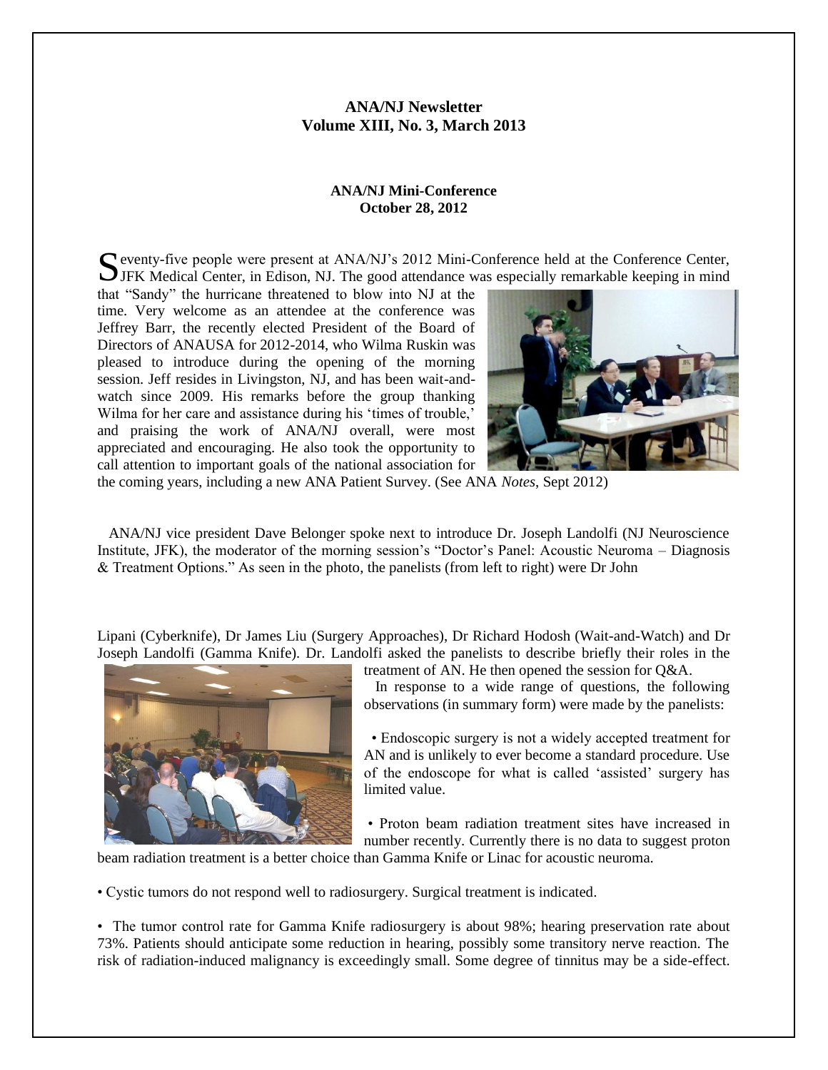**ANA/NJ Newsletter**
**Volume XIII, No. 3, March 2013**

**ANA/NJ Mini-Conference**
**October 28, 2012**

Seventy-five people were present at ANA/NJ's 2012 Mini-Conference held at the Conference Center, JFK Medical Center, in Edison, NJ. The good attendance was especially remarkable keeping in mind that "Sandy" the hurricane threatened to blow into NJ at the time. Very welcome as an attendee at the conference was Jeffrey Barr, the recently elected President of the Board of Directors of ANAUSA for 2012-2014, who Wilma Ruskin was pleased to introduce during the opening of the morning session. Jeff resides in Livingston, NJ, and has been wait-and-watch since 2009. His remarks before the group thanking Wilma for her care and assistance during his 'times of trouble,' and praising the work of ANA/NJ overall, were most appreciated and encouraging. He also took the opportunity to call attention to important goals of the national association for the coming years, including a new ANA Patient Survey. (See ANA *Notes*, Sept 2012)

ANA/NJ vice president Dave Belonger spoke next to introduce Dr. Joseph Landolfi (NJ Neuroscience Institute, JFK), the moderator of the morning session's "Doctor's Panel: Acoustic Neuroma – Diagnosis & Treatment Options." As seen in the photo, the panelists (from left to right) were Dr John Lipani (Cyberknife), Dr James Liu (Surgery Approaches), Dr Richard Hodosh (Wait-and-Watch) and Dr Joseph Landolfi (Gamma Knife). Dr. Landolfi asked the panelists to describe briefly their roles in the treatment of AN. He then opened the session for Q&A.

In response to a wide range of questions, the following observations (in summary form) were made by the panelists:

- Endoscopic surgery is not a widely accepted treatment for AN and is unlikely to ever become a standard procedure. Use of the endoscope for what is called 'assisted' surgery has limited value.

- Proton beam radiation treatment sites have increased in number recently. Currently there is no data to suggest proton beam radiation treatment is a better choice than Gamma Knife or Linac for acoustic neuroma.

- Cystic tumors do not respond well to radiosurgery. Surgical treatment is indicated.

- The tumor control rate for Gamma Knife radiosurgery is about 98%; hearing preservation rate about 73%. Patients should anticipate some reduction in hearing, possibly some transitory nerve reaction. The risk of radiation-induced malignancy is exceedingly small. Some degree of tinnitus may be a side-effect.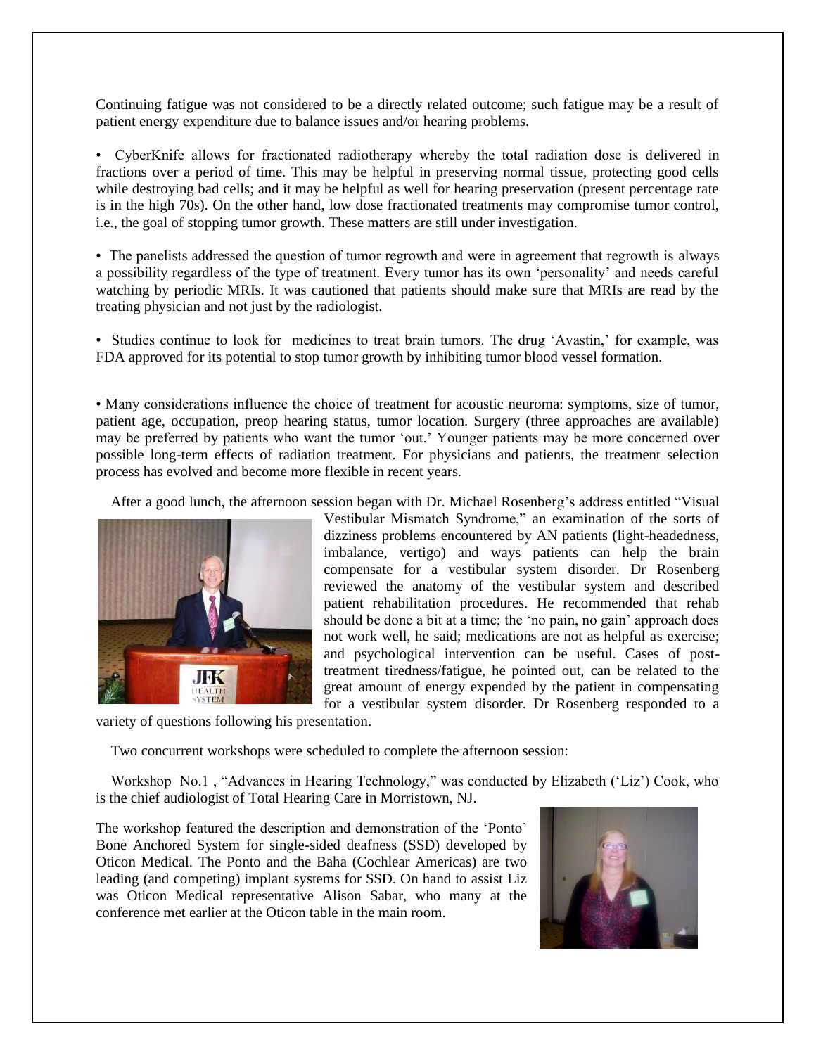Continuing fatigue was not considered to be a directly related outcome; such fatigue may be a result of patient energy expenditure due to balance issues and/or hearing problems.

- CyberKnife allows for fractionated radiotherapy whereby the total radiation dose is delivered in fractions over a period of time. This may be helpful in preserving normal tissue, protecting good cells while destroying bad cells; and it may be helpful as well for hearing preservation (present percentage rate is in the high 70s). On the other hand, low dose fractionated treatments may compromise tumor control, i.e., the goal of stopping tumor growth. These matters are still under investigation.

- The panelists addressed the question of tumor regrowth and were in agreement that regrowth is always a possibility regardless of the type of treatment. Every tumor has its own 'personality' and needs careful watching by periodic MRIs. It was cautioned that patients should make sure that MRIs are read by the treating physician and not just by the radiologist.

- Studies continue to look for medicines to treat brain tumors. The drug 'Avastin,' for example, was FDA approved for its potential to stop tumor growth by inhibiting tumor blood vessel formation.

- Many considerations influence the choice of treatment for acoustic neuroma: symptoms, size of tumor, patient age, occupation, preop hearing status, tumor location. Surgery (three approaches are available) may be preferred by patients who want the tumor 'out.' Younger patients may be more concerned over possible long-term effects of radiation treatment. For physicians and patients, the treatment selection process has evolved and become more flexible in recent years.

After a good lunch, the afternoon session began with Dr. Michael Rosenberg's address entitled "Visual Vestibular Mismatch Syndrome," an examination of the sorts of dizziness problems encountered by AN patients (light-headedness, imbalance, vertigo) and ways patients can help the brain compensate for a vestibular system disorder. Dr Rosenberg reviewed the anatomy of the vestibular system and described patient rehabilitation procedures. He recommended that rehab should be done a bit at a time; the 'no pain, no gain' approach does not work well, he said; medications are not as helpful as exercise; and psychological intervention can be useful. Cases of post-treatment tiredness/fatigue, he pointed out, can be related to the great amount of energy expended by the patient in compensating for a vestibular system disorder. Dr Rosenberg responded to a variety of questions following his presentation.

Two concurrent workshops were scheduled to complete the afternoon session:

Workshop No.1 , "Advances in Hearing Technology," was conducted by Elizabeth ('Liz') Cook, who is the chief audiologist of Total Hearing Care in Morristown, NJ.

The workshop featured the description and demonstration of the 'Ponto' Bone Anchored System for single-sided deafness (SSD) developed by Oticon Medical. The Ponto and the Baha (Cochlear Americas) are two leading (and competing) implant systems for SSD. On hand to assist Liz was Oticon Medical representative Alison Sabar, who many at the conference met earlier at the Oticon table in the main room.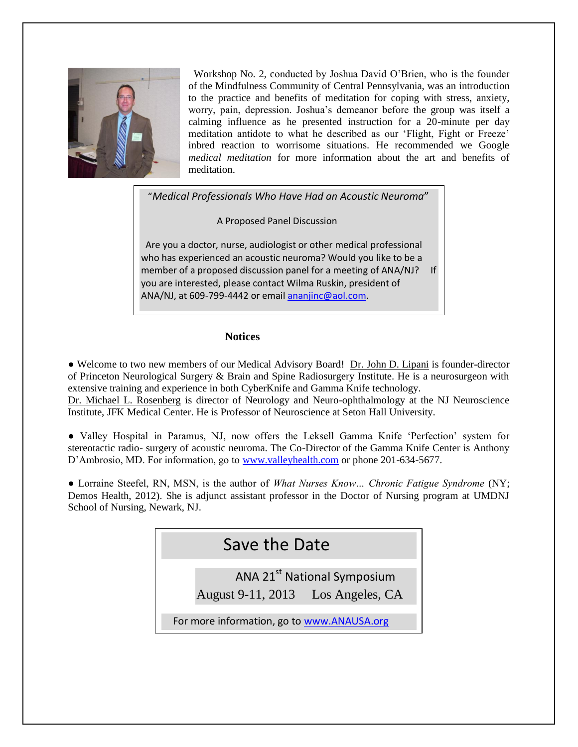Workshop No. 2, conducted by Joshua David O'Brien, who is the founder of the Mindfulness Community of Central Pennsylvania, was an introduction to the practice and benefits of meditation for coping with stress, anxiety, worry, pain, depression. Joshua's demeanor before the group was itself a calming influence as he presented instruction for a 20-minute per day meditation antidote to what he described as our 'Flight, Fight or Freeze' inbred reaction to worrisome situations. He recommended we Google *medical meditation* for more information about the art and benefits of meditation.

> "*Medical Professionals Who Have Had an Acoustic Neuroma*"
>
> A Proposed Panel Discussion
>
> Are you a doctor, nurse, audiologist or other medical professional who has experienced an acoustic neuroma? Would you like to be a member of a proposed discussion panel for a meeting of ANA/NJ? If you are interested, please contact Wilma Ruskin, president of ANA/NJ, at 609-799-4442 or email ananjinc@aol.com.

## Notices

● Welcome to two new members of our Medical Advisory Board! Dr. John D. Lipani is founder-director of Princeton Neurological Surgery & Brain and Spine Radiosurgery Institute. He is a neurosurgeon with extensive training and experience in both CyberKnife and Gamma Knife technology.
Dr. Michael L. Rosenberg is director of Neurology and Neuro-ophthalmology at the NJ Neuroscience Institute, JFK Medical Center. He is Professor of Neuroscience at Seton Hall University.

● Valley Hospital in Paramus, NJ, now offers the Leksell Gamma Knife 'Perfection' system for stereotactic radio- surgery of acoustic neuroma. The Co-Director of the Gamma Knife Center is Anthony D'Ambrosio, MD. For information, go to www.valleyhealth.com or phone 201-634-5677.

● Lorraine Steefel, RN, MSN, is the author of *What Nurses Know... Chronic Fatigue Syndrome* (NY; Demos Health, 2012). She is adjunct assistant professor in the Doctor of Nursing program at UMDNJ School of Nursing, Newark, NJ.

> ## Save the Date
>
> ANA 21st National Symposium
>
> August 9-11, 2013 Los Angeles, CA
>
> For more information, go to www.ANAUSA.org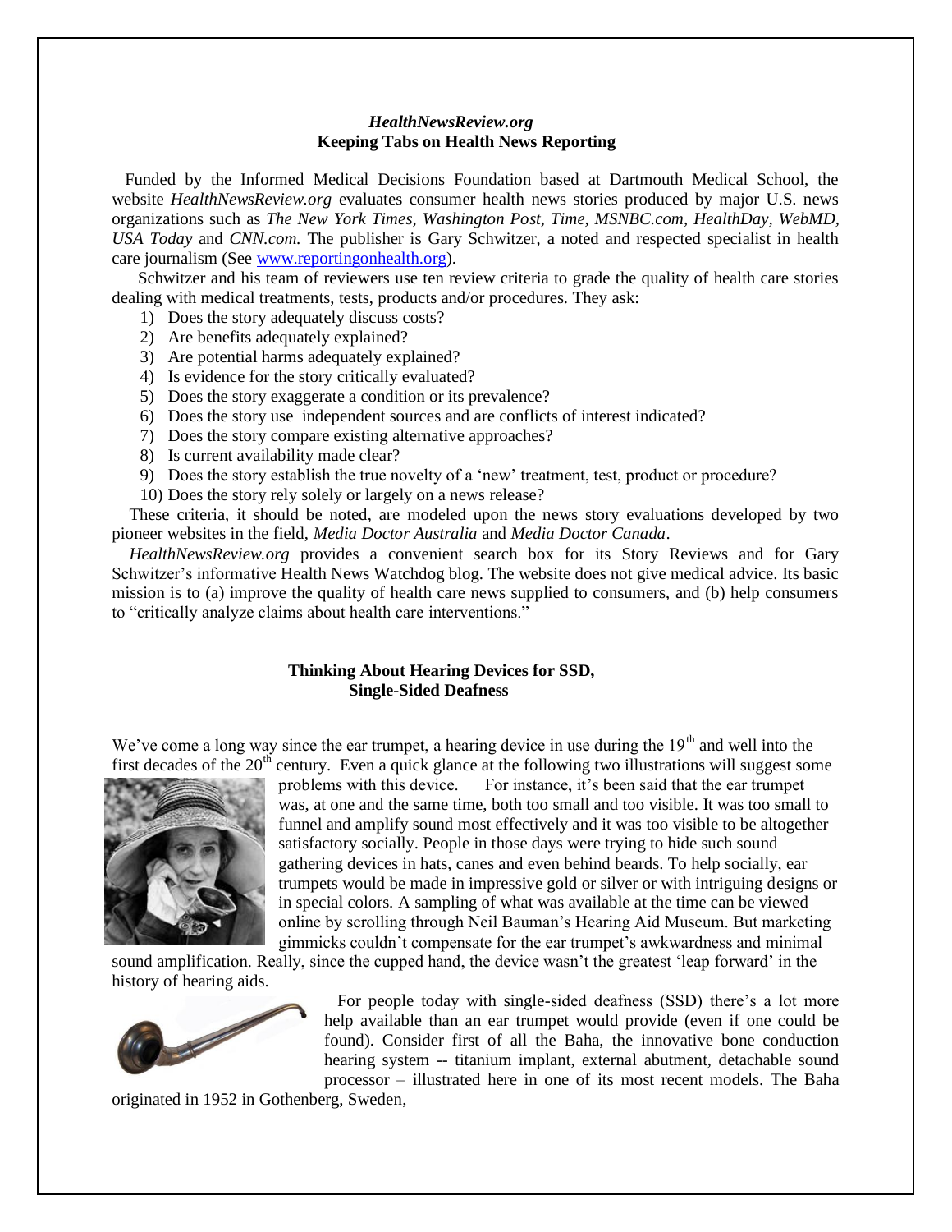### *HealthNewsReview.org*
### Keeping Tabs on Health News Reporting

Funded by the Informed Medical Decisions Foundation based at Dartmouth Medical School, the website *HealthNewsReview.org* evaluates consumer health news stories produced by major U.S. news organizations such as *The New York Times, Washington Post, Time, MSNBC.com, HealthDay, WebMD, USA Today* and *CNN.com.* The publisher is Gary Schwitzer, a noted and respected specialist in health care journalism (See www.reportingonhealth.org).

Schwitzer and his team of reviewers use ten review criteria to grade the quality of health care stories dealing with medical treatments, tests, products and/or procedures. They ask:

1) Does the story adequately discuss costs?
2) Are benefits adequately explained?
3) Are potential harms adequately explained?
4) Is evidence for the story critically evaluated?
5) Does the story exaggerate a condition or its prevalence?
6) Does the story use independent sources and are conflicts of interest indicated?
7) Does the story compare existing alternative approaches?
8) Is current availability made clear?
9) Does the story establish the true novelty of a 'new' treatment, test, product or procedure?
10) Does the story rely solely or largely on a news release?

These criteria, it should be noted, are modeled upon the news story evaluations developed by two pioneer websites in the field, *Media Doctor Australia* and *Media Doctor Canada*.

*HealthNewsReview.org* provides a convenient search box for its Story Reviews and for Gary Schwitzer's informative Health News Watchdog blog. The website does not give medical advice. Its basic mission is to (a) improve the quality of health care news supplied to consumers, and (b) help consumers to "critically analyze claims about health care interventions."

### Thinking About Hearing Devices for SSD, Single-Sided Deafness

We've come a long way since the ear trumpet, a hearing device in use during the 19th and well into the first decades of the 20th century. Even a quick glance at the following two illustrations will suggest some problems with this device. For instance, it's been said that the ear trumpet was, at one and the same time, both too small and too visible. It was too small to funnel and amplify sound most effectively and it was too visible to be altogether satisfactory socially. People in those days were trying to hide such sound gathering devices in hats, canes and even behind beards. To help socially, ear trumpets would be made in impressive gold or silver or with intriguing designs or in special colors. A sampling of what was available at the time can be viewed online by scrolling through Neil Bauman's Hearing Aid Museum. But marketing gimmicks couldn't compensate for the ear trumpet's awkwardness and minimal sound amplification. Really, since the cupped hand, the device wasn't the greatest 'leap forward' in the history of hearing aids.

For people today with single-sided deafness (SSD) there's a lot more help available than an ear trumpet would provide (even if one could be found). Consider first of all the Baha, the innovative bone conduction hearing system -- titanium implant, external abutment, detachable sound processor – illustrated here in one of its most recent models. The Baha originated in 1952 in Gothenberg, Sweden,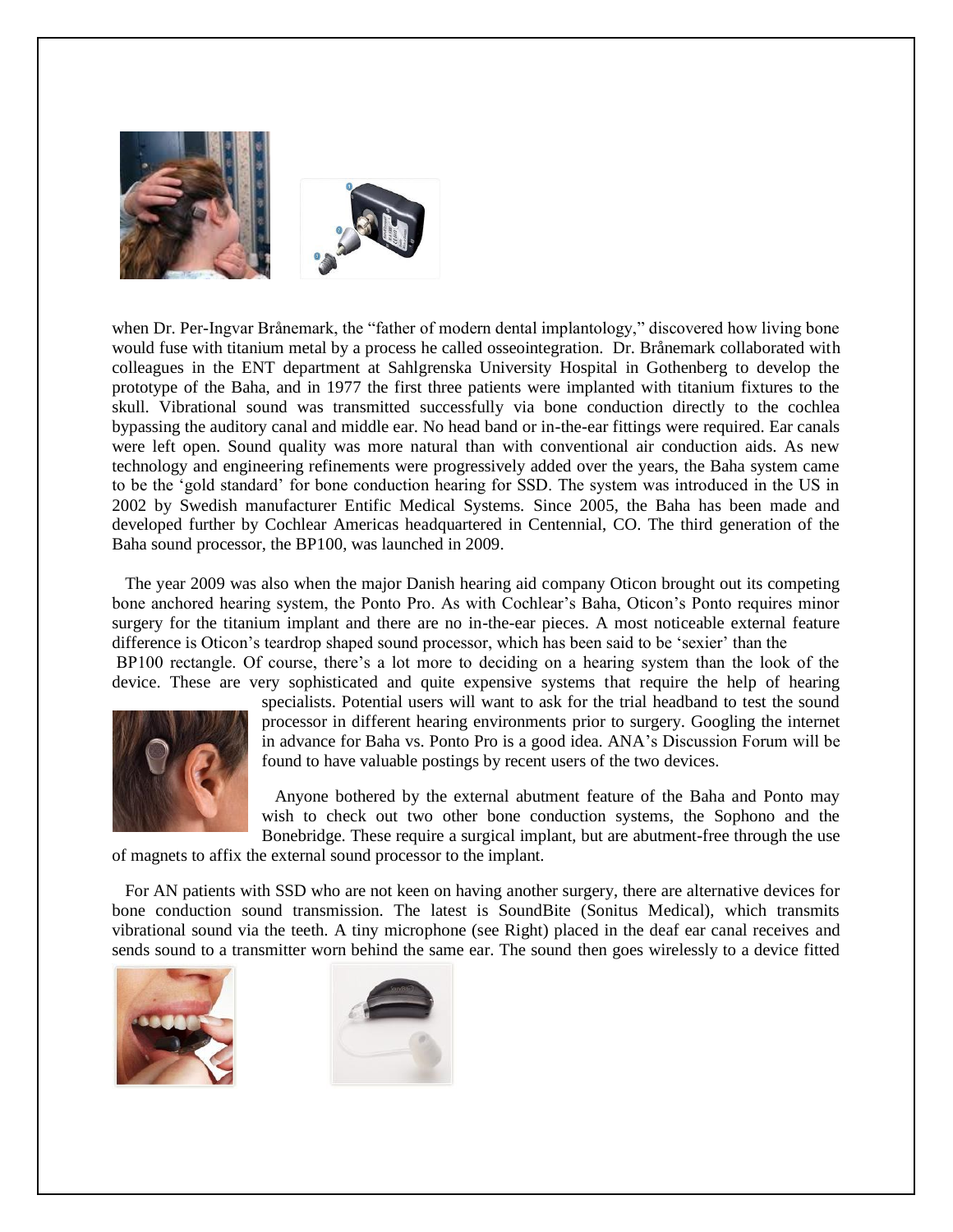when Dr. Per-Ingvar Brånemark, the "father of modern dental implantology," discovered how living bone would fuse with titanium metal by a process he called osseointegration. Dr. Brånemark collaborated with colleagues in the ENT department at Sahlgrenska University Hospital in Gothenberg to develop the prototype of the Baha, and in 1977 the first three patients were implanted with titanium fixtures to the skull. Vibrational sound was transmitted successfully via bone conduction directly to the cochlea bypassing the auditory canal and middle ear. No head band or in-the-ear fittings were required. Ear canals were left open. Sound quality was more natural than with conventional air conduction aids. As new technology and engineering refinements were progressively added over the years, the Baha system came to be the 'gold standard' for bone conduction hearing for SSD. The system was introduced in the US in 2002 by Swedish manufacturer Entific Medical Systems. Since 2005, the Baha has been made and developed further by Cochlear Americas headquartered in Centennial, CO. The third generation of the Baha sound processor, the BP100, was launched in 2009.

The year 2009 was also when the major Danish hearing aid company Oticon brought out its competing bone anchored hearing system, the Ponto Pro. As with Cochlear's Baha, Oticon's Ponto requires minor surgery for the titanium implant and there are no in-the-ear pieces. A most noticeable external feature difference is Oticon's teardrop shaped sound processor, which has been said to be 'sexier' than the BP100 rectangle. Of course, there's a lot more to deciding on a hearing system than the look of the device. These are very sophisticated and quite expensive systems that require the help of hearing specialists. Potential users will want to ask for the trial headband to test the sound processor in different hearing environments prior to surgery. Googling the internet in advance for Baha vs. Ponto Pro is a good idea. ANA's Discussion Forum will be found to have valuable postings by recent users of the two devices.

Anyone bothered by the external abutment feature of the Baha and Ponto may wish to check out two other bone conduction systems, the Sophono and the Bonebridge. These require a surgical implant, but are abutment-free through the use of magnets to affix the external sound processor to the implant.

For AN patients with SSD who are not keen on having another surgery, there are alternative devices for bone conduction sound transmission. The latest is SoundBite (Sonitus Medical), which transmits vibrational sound via the teeth. A tiny microphone (see Right) placed in the deaf ear canal receives and sends sound to a transmitter worn behind the same ear. The sound then goes wirelessly to a device fitted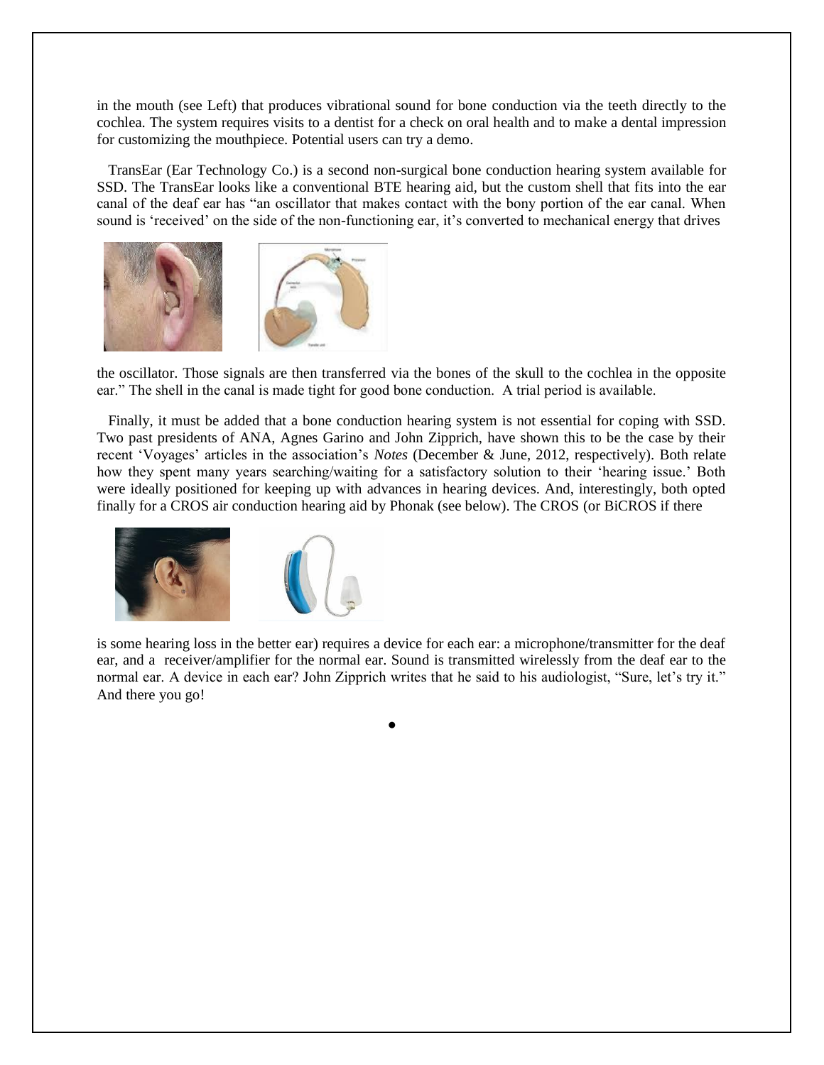in the mouth (see Left) that produces vibrational sound for bone conduction via the teeth directly to the cochlea. The system requires visits to a dentist for a check on oral health and to make a dental impression for customizing the mouthpiece. Potential users can try a demo.

TransEar (Ear Technology Co.) is a second non-surgical bone conduction hearing system available for SSD. The TransEar looks like a conventional BTE hearing aid, but the custom shell that fits into the ear canal of the deaf ear has "an oscillator that makes contact with the bony portion of the ear canal. When sound is 'received' on the side of the non-functioning ear, it's converted to mechanical energy that drives the oscillator. Those signals are then transferred via the bones of the skull to the cochlea in the opposite ear." The shell in the canal is made tight for good bone conduction. A trial period is available.

Finally, it must be added that a bone conduction hearing system is not essential for coping with SSD. Two past presidents of ANA, Agnes Garino and John Zipprich, have shown this to be the case by their recent 'Voyages' articles in the association's *Notes* (December & June, 2012, respectively). Both relate how they spent many years searching/waiting for a satisfactory solution to their 'hearing issue.' Both were ideally positioned for keeping up with advances in hearing devices. And, interestingly, both opted finally for a CROS air conduction hearing aid by Phonak (see below). The CROS (or BiCROS if there is some hearing loss in the better ear) requires a device for each ear: a microphone/transmitter for the deaf ear, and a receiver/amplifier for the normal ear. Sound is transmitted wirelessly from the deaf ear to the normal ear. A device in each ear? John Zipprich writes that he said to his audiologist, "Sure, let's try it." And there you go!

•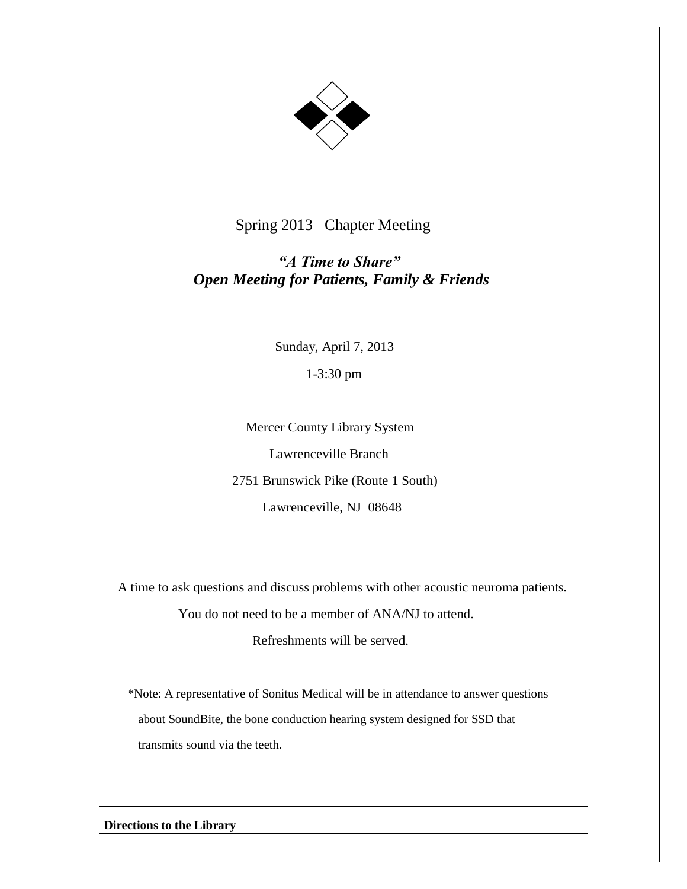Spring 2013 Chapter Meeting

***"A Time to Share"***
***Open Meeting for Patients, Family & Friends***

Sunday, April 7, 2013

1-3:30 pm

Mercer County Library System

Lawrenceville Branch

2751 Brunswick Pike (Route 1 South)

Lawrenceville, NJ 08648

A time to ask questions and discuss problems with other acoustic neuroma patients.

You do not need to be a member of ANA/NJ to attend.

Refreshments will be served.

*Note: A representative of Sonitus Medical will be in attendance to answer questions about SoundBite, the bone conduction hearing system designed for SSD that transmits sound via the teeth.

**Directions to the Library**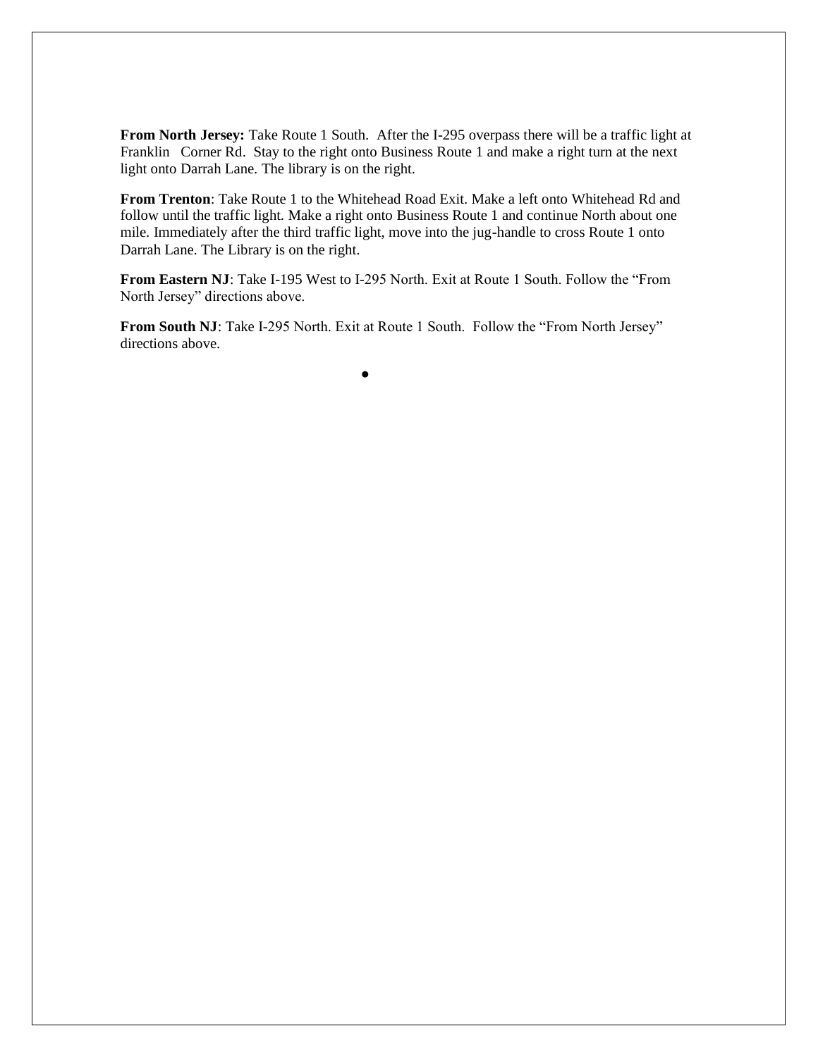**From North Jersey:** Take Route 1 South. After the I-295 overpass there will be a traffic light at Franklin Corner Rd. Stay to the right onto Business Route 1 and make a right turn at the next light onto Darrah Lane. The library is on the right.

**From Trenton**: Take Route 1 to the Whitehead Road Exit. Make a left onto Whitehead Rd and follow until the traffic light. Make a right onto Business Route 1 and continue North about one mile. Immediately after the third traffic light, move into the jug-handle to cross Route 1 onto Darrah Lane. The Library is on the right.

**From Eastern NJ**: Take I-195 West to I-295 North. Exit at Route 1 South. Follow the "From North Jersey" directions above.

**From South NJ**: Take I-295 North. Exit at Route 1 South. Follow the "From North Jersey" directions above.